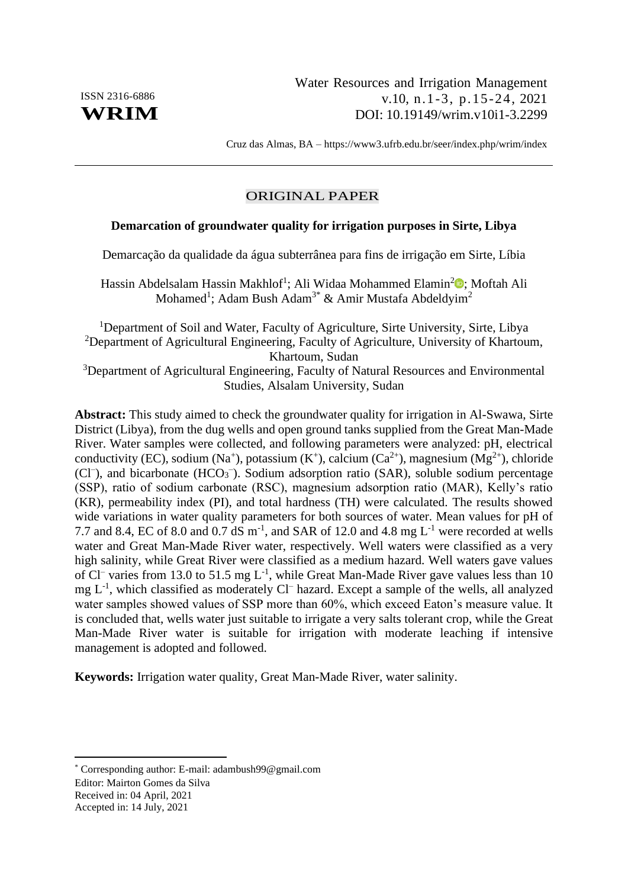ISSN 2316-6886
**WRIM**

Water Resources and Irrigation Management
v.10, n.1-3, p.15-24, 2021
DOI: 10.19149/wrim.v10i1-3.2299

Cruz das Almas, BA – https://www3.ufrb.edu.br/seer/index.php/wrim/index

ORIGINAL PAPER

# Demarcation of groundwater quality for irrigation purposes in Sirte, Libya

Demarcação da qualidade da água subterrânea para fins de irrigação em Sirte, Líbia

Hassin Abdelsalam Hassin Makhlof[1]; Ali Widaa Mohammed Elamin[2]; Moftah Ali Mohamed[1]; Adam Bush Adam[3*] & Amir Mustafa Abdeldyim[2]

[1]Department of Soil and Water, Faculty of Agriculture, Sirte University, Sirte, Libya
[2]Department of Agricultural Engineering, Faculty of Agriculture, University of Khartoum, Khartoum, Sudan
[3]Department of Agricultural Engineering, Faculty of Natural Resources and Environmental Studies, Alsalam University, Sudan

**Abstract:** This study aimed to check the groundwater quality for irrigation in Al-Swawa, Sirte District (Libya), from the dug wells and open ground tanks supplied from the Great Man-Made River. Water samples were collected, and following parameters were analyzed: pH, electrical conductivity (EC), sodium ($Na^+$), potassium ($K^+$), calcium ($Ca^{2+}$), magnesium ($Mg^{2+}$), chloride ($Cl^-$), and bicarbonate ($HCO_3^-$). Sodium adsorption ratio (SAR), soluble sodium percentage (SSP), ratio of sodium carbonate (RSC), magnesium adsorption ratio (MAR), Kelly's ratio (KR), permeability index (PI), and total hardness (TH) were calculated. The results showed wide variations in water quality parameters for both sources of water. Mean values for pH of 7.7 and 8.4, EC of 8.0 and 0.7 dS $m^{-1}$, and SAR of 12.0 and 4.8 mg $L^{-1}$ were recorded at wells water and Great Man-Made River water, respectively. Well waters were classified as a very high salinity, while Great River were classified as a medium hazard. Well waters gave values of $Cl^-$ varies from 13.0 to 51.5 mg $L^{-1}$, while Great Man-Made River gave values less than 10 mg $L^{-1}$, which classified as moderately $Cl^-$ hazard. Except a sample of the wells, all analyzed water samples showed values of SSP more than 60%, which exceed Eaton's measure value. It is concluded that, wells water just suitable to irrigate a very salts tolerant crop, while the Great Man-Made River water is suitable for irrigation with moderate leaching if intensive management is adopted and followed.

**Keywords:** Irrigation water quality, Great Man-Made River, water salinity.

---

[*] Corresponding author: E-mail: adambush99@gmail.com
Editor: Mairton Gomes da Silva
Received in: 04 April, 2021
Accepted in: 14 July, 2021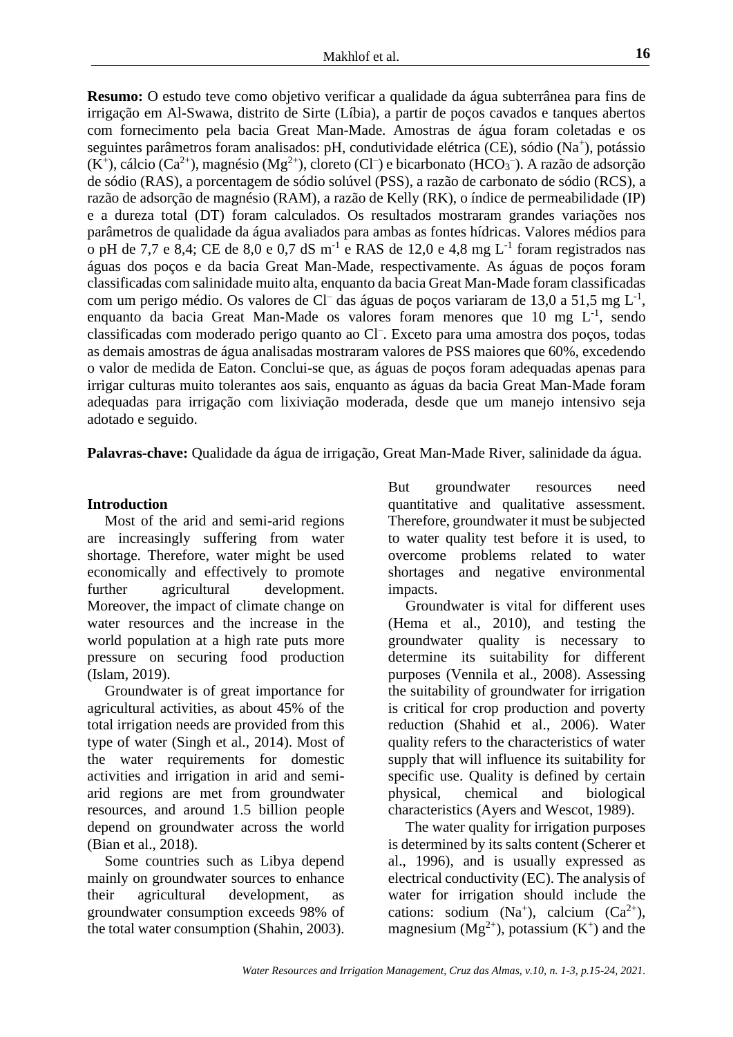**Resumo:** O estudo teve como objetivo verificar a qualidade da água subterrânea para fins de irrigação em Al-Swawa, distrito de Sirte (Líbia), a partir de poços cavados e tanques abertos com fornecimento pela bacia Great Man-Made. Amostras de água foram coletadas e os seguintes parâmetros foram analisados: pH, condutividade elétrica (CE), sódio ($Na^+$), potássio ($K^+$), cálcio ($Ca^{2+}$), magnésio ($Mg^{2+}$), cloreto ($Cl^-$) e bicarbonato ($HCO_3^-$). A razão de adsorção de sódio (RAS), a porcentagem de sódio solúvel (PSS), a razão de carbonato de sódio (RCS), a razão de adsorção de magnésio (RAM), a razão de Kelly (RK), o índice de permeabilidade (IP) e a dureza total (DT) foram calculados. Os resultados mostraram grandes variações nos parâmetros de qualidade da água avaliados para ambas as fontes hídricas. Valores médios para o pH de 7,7 e 8,4; CE de 8,0 e 0,7 dS $m^{-1}$ e RAS de 12,0 e 4,8 mg $L^{-1}$ foram registrados nas águas dos poços e da bacia Great Man-Made, respectivamente. As águas de poços foram classificadas com salinidade muito alta, enquanto da bacia Great Man-Made foram classificadas com um perigo médio. Os valores de $Cl^-$ das águas de poços variaram de 13,0 a 51,5 mg $L^{-1}$, enquanto da bacia Great Man-Made os valores foram menores que 10 mg $L^{-1}$, sendo classificadas com moderado perigo quanto ao $Cl^-$. Exceto para uma amostra dos poços, todas as demais amostras de água analisadas mostraram valores de PSS maiores que 60%, excedendo o valor de medida de Eaton. Conclui-se que, as águas de poços foram adequadas apenas para irrigar culturas muito tolerantes aos sais, enquanto as águas da bacia Great Man-Made foram adequadas para irrigação com lixiviação moderada, desde que um manejo intensivo seja adotado e seguido.

**Palavras-chave:** Qualidade da água de irrigação, Great Man-Made River, salinidade da água.

## Introduction

Most of the arid and semi-arid regions are increasingly suffering from water shortage. Therefore, water might be used economically and effectively to promote further agricultural development. Moreover, the impact of climate change on water resources and the increase in the world population at a high rate puts more pressure on securing food production (Islam, 2019).

Groundwater is of great importance for agricultural activities, as about 45% of the total irrigation needs are provided from this type of water (Singh et al., 2014). Most of the water requirements for domestic activities and irrigation in arid and semi-arid regions are met from groundwater resources, and around 1.5 billion people depend on groundwater across the world (Bian et al., 2018).

Some countries such as Libya depend mainly on groundwater sources to enhance their agricultural development, as groundwater consumption exceeds 98% of the total water consumption (Shahin, 2003). But groundwater resources need quantitative and qualitative assessment. Therefore, groundwater it must be subjected to water quality test before it is used, to overcome problems related to water shortages and negative environmental impacts.

Groundwater is vital for different uses (Hema et al., 2010), and testing the groundwater quality is necessary to determine its suitability for different purposes (Vennila et al., 2008). Assessing the suitability of groundwater for irrigation is critical for crop production and poverty reduction (Shahid et al., 2006). Water quality refers to the characteristics of water supply that will influence its suitability for specific use. Quality is defined by certain physical, chemical and biological characteristics (Ayers and Wescot, 1989).

The water quality for irrigation purposes is determined by its salts content (Scherer et al., 1996), and is usually expressed as electrical conductivity (EC). The analysis of water for irrigation should include the cations: sodium ($Na^+$), calcium ($Ca^{2+}$), magnesium ($Mg^{2+}$), potassium ($K^+$) and the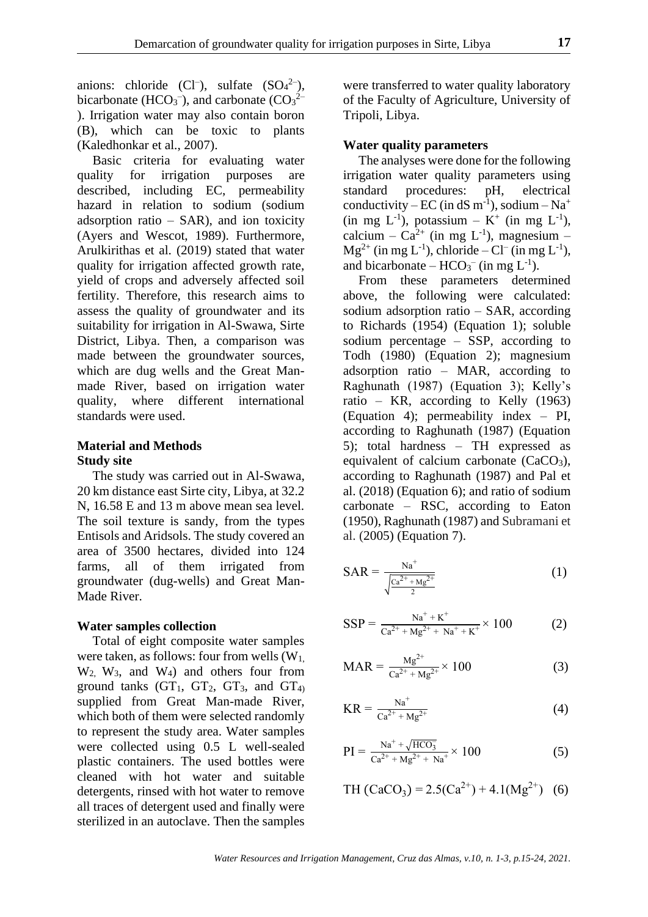anions: chloride ($Cl^{-}$), sulfate ($SO_4^{2-}$), bicarbonate ($HCO_3^{-}$), and carbonate ($CO_3^{2-}$). Irrigation water may also contain boron (B), which can be toxic to plants (Kaledhonkar et al., 2007).

Basic criteria for evaluating water quality for irrigation purposes are described, including EC, permeability hazard in relation to sodium (sodium adsorption ratio – SAR), and ion toxicity (Ayers and Wescot, 1989). Furthermore, Arulkirithas et al. (2019) stated that water quality for irrigation affected growth rate, yield of crops and adversely affected soil fertility. Therefore, this research aims to assess the quality of groundwater and its suitability for irrigation in Al-Swawa, Sirte District, Libya. Then, a comparison was made between the groundwater sources, which are dug wells and the Great Man-made River, based on irrigation water quality, where different international standards were used.

## Material and Methods

### Study site

The study was carried out in Al-Swawa, 20 km distance east Sirte city, Libya, at 32.2 N, 16.58 E and 13 m above mean sea level. The soil texture is sandy, from the types Entisols and Aridsols. The study covered an area of 3500 hectares, divided into 124 farms, all of them irrigated from groundwater (dug-wells) and Great Man-Made River.

### Water samples collection

Total of eight composite water samples were taken, as follows: four from wells ($W_1$, $W_2$, $W_3$, and $W_4$) and others four from ground tanks ($GT_1$, $GT_2$, $GT_3$, and $GT_4$) supplied from Great Man-made River, which both of them were selected randomly to represent the study area. Water samples were collected using 0.5 L well-sealed plastic containers. The used bottles were cleaned with hot water and suitable detergents, rinsed with hot water to remove all traces of detergent used and finally were sterilized in an autoclave. Then the samples were transferred to water quality laboratory of the Faculty of Agriculture, University of Tripoli, Libya.

### Water quality parameters

The analyses were done for the following irrigation water quality parameters using standard procedures: pH, electrical conductivity – EC (in $dS\ m^{-1}$), sodium – $Na^{+}$ (in $mg\ L^{-1}$), potassium – $K^{+}$ (in $mg\ L^{-1}$), calcium – $Ca^{2+}$ (in $mg\ L^{-1}$), magnesium – $Mg^{2+}$ (in $mg\ L^{-1}$), chloride – $Cl^{-}$ (in $mg\ L^{-1}$), and bicarbonate – $HCO_3^{-}$ (in $mg\ L^{-1}$).

From these parameters determined above, the following were calculated: sodium adsorption ratio – SAR, according to Richards (1954) (Equation 1); soluble sodium percentage – SSP, according to Todh (1980) (Equation 2); magnesium adsorption ratio – MAR, according to Raghunath (1987) (Equation 3); Kelly's ratio – KR, according to Kelly (1963) (Equation 4); permeability index – PI, according to Raghunath (1987) (Equation 5); total hardness – TH expressed as equivalent of calcium carbonate ($CaCO_3$), according to Raghunath (1987) and Pal et al. (2018) (Equation 6); and ratio of sodium carbonate – RSC, according to Eaton (1950), Raghunath (1987) and Subramani et al. (2005) (Equation 7).

$$\mathrm{SAR} = \frac{Na^{+}}{\sqrt{\frac{Ca^{2+} + Mg^{2+}}{2}}} \tag{1}$$

$$\mathrm{SSP} = \frac{Na^{+} + K^{+}}{Ca^{2+} + Mg^{2+} + Na^{+} + K^{+}} \times 100 \tag{2}$$

$$\mathrm{MAR} = \frac{Mg^{2+}}{Ca^{2+} + Mg^{2+}} \times 100 \tag{3}$$

$$\mathrm{KR} = \frac{Na^{+}}{Ca^{2+} + Mg^{2+}} \tag{4}$$

$$\mathrm{PI} = \frac{Na^{+} + \sqrt{HCO_3^{-}}}{Ca^{2+} + Mg^{2+} + Na^{+}} \times 100 \tag{5}$$

$$\mathrm{TH}\ (CaCO_3) = 2.5(Ca^{2+}) + 4.1(Mg^{2+}) \tag{6}$$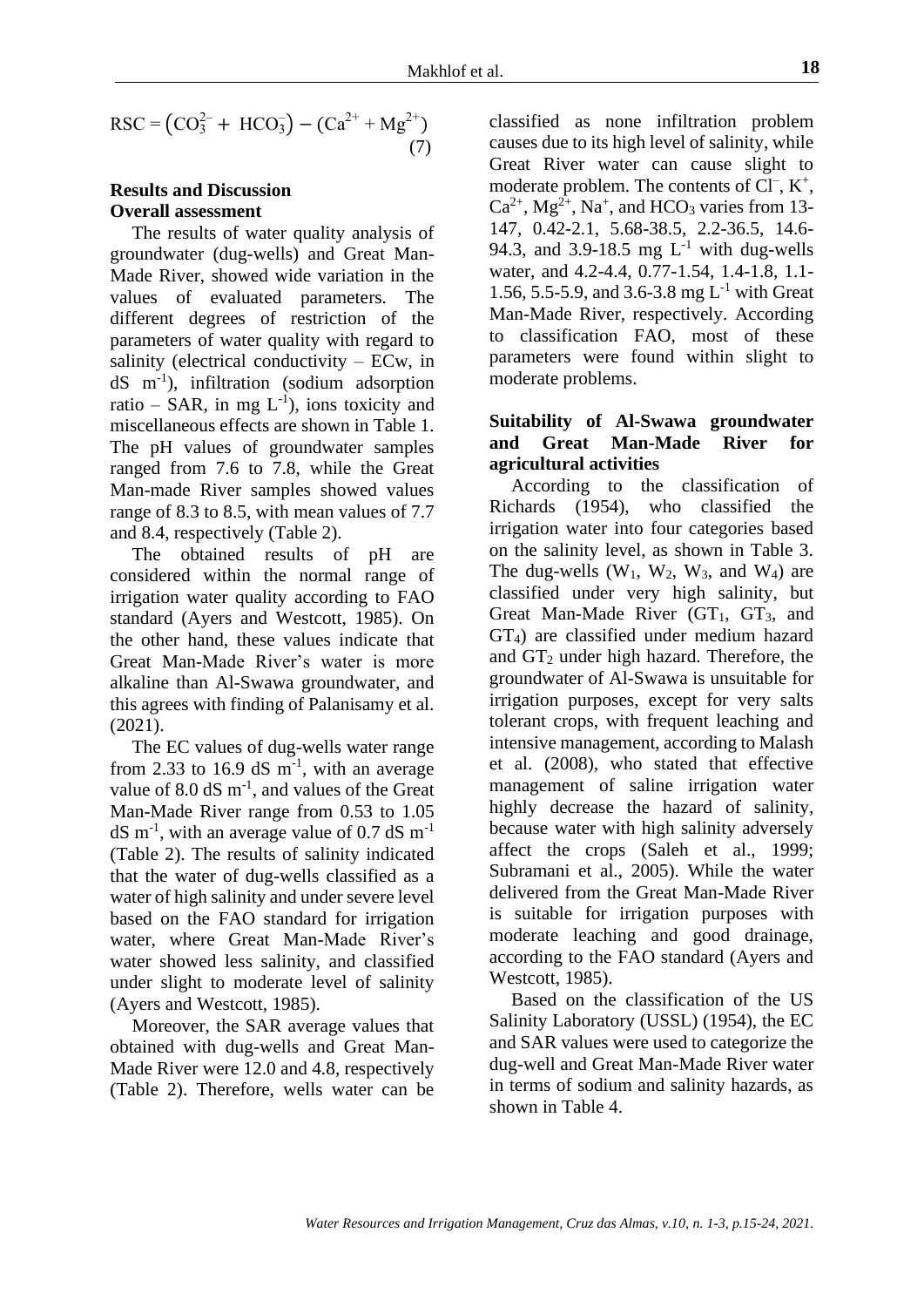$$RSC = \left(CO_3^{2-} + HCO_3^{-}\right) - (Ca^{2+} + Mg^{2+}) \quad (7)$$

## Results and Discussion

### Overall assessment

The results of water quality analysis of groundwater (dug-wells) and Great Man-Made River, showed wide variation in the values of evaluated parameters. The different degrees of restriction of the parameters of water quality with regard to salinity (electrical conductivity – ECw, in dS $m^{-1}$), infiltration (sodium adsorption ratio – SAR, in mg $L^{-1}$), ions toxicity and miscellaneous effects are shown in Table 1. The pH values of groundwater samples ranged from 7.6 to 7.8, while the Great Man-made River samples showed values range of 8.3 to 8.5, with mean values of 7.7 and 8.4, respectively (Table 2).

The obtained results of pH are considered within the normal range of irrigation water quality according to FAO standard (Ayers and Westcott, 1985). On the other hand, these values indicate that Great Man-Made River's water is more alkaline than Al-Swawa groundwater, and this agrees with finding of Palanisamy et al. (2021).

The EC values of dug-wells water range from 2.33 to 16.9 dS $m^{-1}$, with an average value of 8.0 dS $m^{-1}$, and values of the Great Man-Made River range from 0.53 to 1.05 dS $m^{-1}$, with an average value of 0.7 dS $m^{-1}$ (Table 2). The results of salinity indicated that the water of dug-wells classified as a water of high salinity and under severe level based on the FAO standard for irrigation water, where Great Man-Made River's water showed less salinity, and classified under slight to moderate level of salinity (Ayers and Westcott, 1985).

Moreover, the SAR average values that obtained with dug-wells and Great Man-Made River were 12.0 and 4.8, respectively (Table 2). Therefore, wells water can be classified as none infiltration problem causes due to its high level of salinity, while Great River water can cause slight to moderate problem. The contents of $Cl^{-}$, $K^{+}$, $Ca^{2+}$, $Mg^{2+}$, $Na^{+}$, and $HCO_3$ varies from 13-147, 0.42-2.1, 5.68-38.5, 2.2-36.5, 14.6-94.3, and 3.9-18.5 mg $L^{-1}$ with dug-wells water, and 4.2-4.4, 0.77-1.54, 1.4-1.8, 1.1-1.56, 5.5-5.9, and 3.6-3.8 mg $L^{-1}$ with Great Man-Made River, respectively. According to classification FAO, most of these parameters were found within slight to moderate problems.

### Suitability of Al-Swawa groundwater and Great Man-Made River for agricultural activities

According to the classification of Richards (1954), who classified the irrigation water into four categories based on the salinity level, as shown in Table 3. The dug-wells ($W_1$, $W_2$, $W_3$, and $W_4$) are classified under very high salinity, but Great Man-Made River ($GT_1$, $GT_3$, and $GT_4$) are classified under medium hazard and $GT_2$ under high hazard. Therefore, the groundwater of Al-Swawa is unsuitable for irrigation purposes, except for very salts tolerant crops, with frequent leaching and intensive management, according to Malash et al. (2008), who stated that effective management of saline irrigation water highly decrease the hazard of salinity, because water with high salinity adversely affect the crops (Saleh et al., 1999; Subramani et al., 2005). While the water delivered from the Great Man-Made River is suitable for irrigation purposes with moderate leaching and good drainage, according to the FAO standard (Ayers and Westcott, 1985).

Based on the classification of the US Salinity Laboratory (USSL) (1954), the EC and SAR values were used to categorize the dug-well and Great Man-Made River water in terms of sodium and salinity hazards, as shown in Table 4.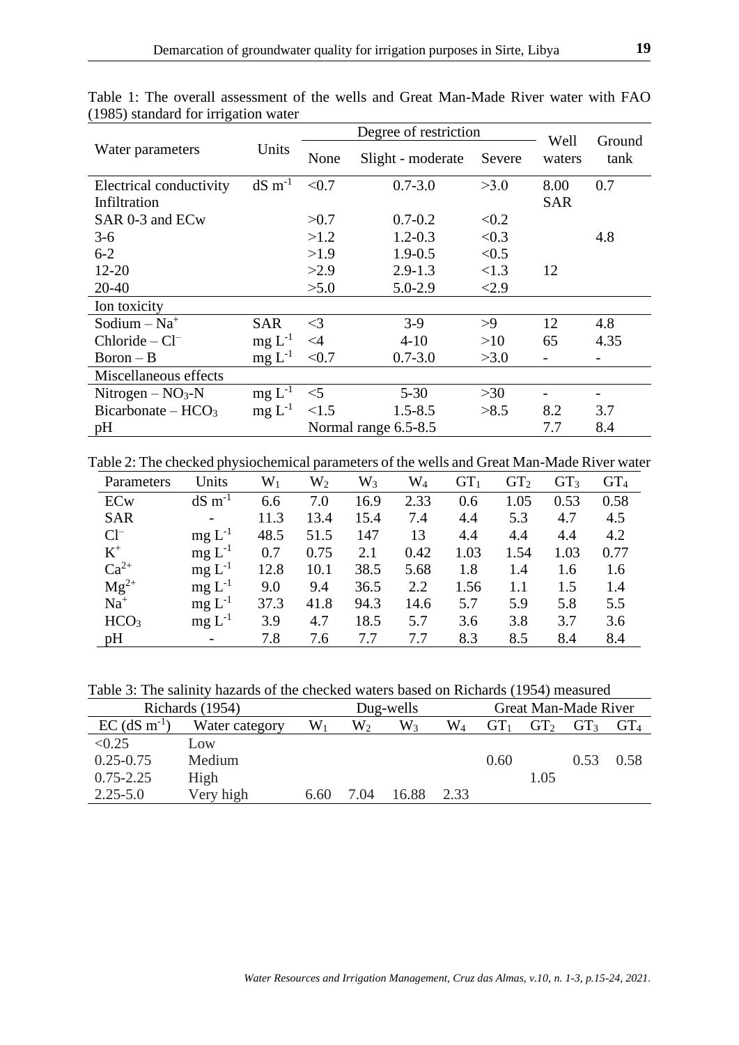Table 1: The overall assessment of the wells and Great Man-Made River water with FAO (1985) standard for irrigation water

| Water parameters | Units | Degree of restriction | | | Well waters | Ground tank |
|---|---|---|---|---|---|---|
| | | None | Slight - moderate | Severe | | |
| Electrical conductivity | $dS\ m^{-1}$ | <0.7 | 0.7-3.0 | >3.0 | 8.00 | 0.7 |
| Infiltration | | | | | SAR | |
| SAR 0-3 and ECw | | >0.7 | 0.7-0.2 | <0.2 | | |
| 3-6 | | >1.2 | 1.2-0.3 | <0.3 | | 4.8 |
| 6-2 | | >1.9 | 1.9-0.5 | <0.5 | | |
| 12-20 | | >2.9 | 2.9-1.3 | <1.3 | 12 | |
| 20-40 | | >5.0 | 5.0-2.9 | <2.9 | | |
| Ion toxicity | | | | | | |
| Sodium – $Na^{+}$ | SAR | <3 | 3-9 | >9 | 12 | 4.8 |
| Chloride – $Cl^{-}$ | $mg\ L^{-1}$ | <4 | 4-10 | >10 | 65 | 4.35 |
| Boron – B | $mg\ L^{-1}$ | <0.7 | 0.7-3.0 | >3.0 | - | - |
| Miscellaneous effects | | | | | | |
| Nitrogen – $NO_3$-N | $mg\ L^{-1}$ | <5 | 5-30 | >30 | - | - |
| Bicarbonate – $HCO_3$ | $mg\ L^{-1}$ | <1.5 | 1.5-8.5 | >8.5 | 8.2 | 3.7 |
| pH | | Normal range 6.5-8.5 | | | 7.7 | 8.4 |

Table 2: The checked physiochemical parameters of the wells and Great Man-Made River water

| Parameters | Units | $W_1$ | $W_2$ | $W_3$ | $W_4$ | $GT_1$ | $GT_2$ | $GT_3$ | $GT_4$ |
|---|---|---|---|---|---|---|---|---|---|
| ECw | $dS\ m^{-1}$ | 6.6 | 7.0 | 16.9 | 2.33 | 0.6 | 1.05 | 0.53 | 0.58 |
| SAR | - | 11.3 | 13.4 | 15.4 | 7.4 | 4.4 | 5.3 | 4.7 | 4.5 |
| $Cl^{-}$ | $mg\ L^{-1}$ | 48.5 | 51.5 | 147 | 13 | 4.4 | 4.4 | 4.4 | 4.2 |
| $K^{+}$ | $mg\ L^{-1}$ | 0.7 | 0.75 | 2.1 | 0.42 | 1.03 | 1.54 | 1.03 | 0.77 |
| $Ca^{2+}$ | $mg\ L^{-1}$ | 12.8 | 10.1 | 38.5 | 5.68 | 1.8 | 1.4 | 1.6 | 1.6 |
| $Mg^{2+}$ | $mg\ L^{-1}$ | 9.0 | 9.4 | 36.5 | 2.2 | 1.56 | 1.1 | 1.5 | 1.4 |
| $Na^{+}$ | $mg\ L^{-1}$ | 37.3 | 41.8 | 94.3 | 14.6 | 5.7 | 5.9 | 5.8 | 5.5 |
| $HCO_3$ | $mg\ L^{-1}$ | 3.9 | 4.7 | 18.5 | 5.7 | 3.6 | 3.8 | 3.7 | 3.6 |
| pH | - | 7.8 | 7.6 | 7.7 | 7.7 | 8.3 | 8.5 | 8.4 | 8.4 |

Table 3: The salinity hazards of the checked waters based on Richards (1954) measured

| Richards (1954) | | Dug-wells | | | | Great Man-Made River | | | |
|---|---|---|---|---|---|---|---|---|---|
| EC ($dS\ m^{-1}$) | Water category | $W_1$ | $W_2$ | $W_3$ | $W_4$ | $GT_1$ | $GT_2$ | $GT_3$ | $GT_4$ |
| <0.25 | Low | | | | | | | | |
| 0.25-0.75 | Medium | | | | | 0.60 | | 0.53 | 0.58 |
| 0.75-2.25 | High | | | | | | 1.05 | | |
| 2.25-5.0 | Very high | 6.60 | 7.04 | 16.88 | 2.33 | | | | |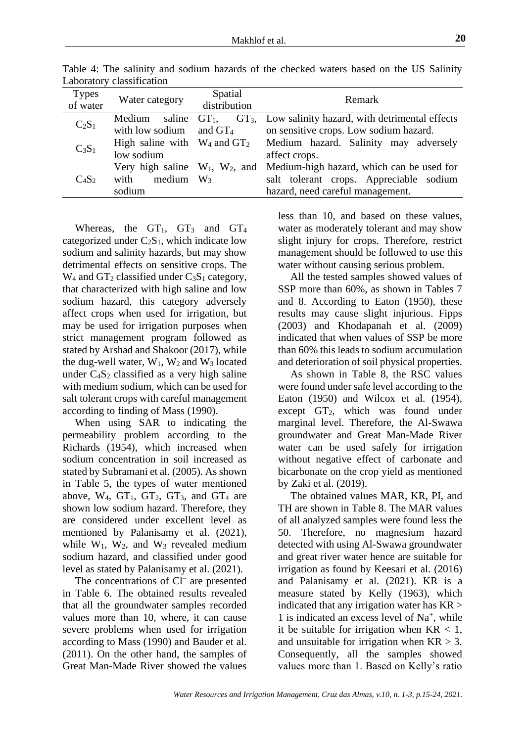Table 4: The salinity and sodium hazards of the checked waters based on the US Salinity Laboratory classification

| Types of water | Water category | Spatial distribution | Remark |
|---|---|---|---|
| $C_2S_1$ | Medium saline with low sodium | $GT_1$, $GT_3$, and $GT_4$ | Low salinity hazard, with detrimental effects on sensitive crops. Low sodium hazard. |
| $C_3S_1$ | High saline with low sodium | $W_4$ and $GT_2$ | Medium hazard. Salinity may adversely affect crops. |
| $C_4S_2$ | Very high saline with medium sodium | $W_1$, $W_2$, and $W_3$ | Medium-high hazard, which can be used for salt tolerant crops. Appreciable sodium hazard, need careful management. |

Whereas, the $GT_1$, $GT_3$ and $GT_4$ categorized under $C_2S_1$, which indicate low sodium and salinity hazards, but may show detrimental effects on sensitive crops. The $W_4$ and $GT_2$ classified under $C_3S_1$ category, that characterized with high saline and low sodium hazard, this category adversely affect crops when used for irrigation, but may be used for irrigation purposes when strict management program followed as stated by Arshad and Shakoor (2017), while the dug-well water, $W_1$, $W_2$ and $W_3$ located under $C_4S_2$ classified as a very high saline with medium sodium, which can be used for salt tolerant crops with careful management according to finding of Mass (1990).

When using SAR to indicating the permeability problem according to the Richards (1954), which increased when sodium concentration in soil increased as stated by Subramani et al. (2005). As shown in Table 5, the types of water mentioned above, $W_4$, $GT_1$, $GT_2$, $GT_3$, and $GT_4$ are shown low sodium hazard. Therefore, they are considered under excellent level as mentioned by Palanisamy et al. (2021), while $W_1$, $W_2$, and $W_3$ revealed medium sodium hazard, and classified under good level as stated by Palanisamy et al. (2021).

The concentrations of $Cl^-$ are presented in Table 6. The obtained results revealed that all the groundwater samples recorded values more than 10, where, it can cause severe problems when used for irrigation according to Mass (1990) and Bauder et al. (2011). On the other hand, the samples of Great Man-Made River showed the values less than 10, and based on these values, water as moderately tolerant and may show slight injury for crops. Therefore, restrict management should be followed to use this water without causing serious problem.

All the tested samples showed values of SSP more than 60%, as shown in Tables 7 and 8. According to Eaton (1950), these results may cause slight injurious. Fipps (2003) and Khodapanah et al. (2009) indicated that when values of SSP be more than 60% this leads to sodium accumulation and deterioration of soil physical properties.

As shown in Table 8, the RSC values were found under safe level according to the Eaton (1950) and Wilcox et al. (1954), except $GT_2$, which was found under marginal level. Therefore, the Al-Swawa groundwater and Great Man-Made River water can be used safely for irrigation without negative effect of carbonate and bicarbonate on the crop yield as mentioned by Zaki et al. (2019).

The obtained values MAR, KR, PI, and TH are shown in Table 8. The MAR values of all analyzed samples were found less the 50. Therefore, no magnesium hazard detected with using Al-Swawa groundwater and great river water hence are suitable for irrigation as found by Keesari et al. (2016) and Palanisamy et al. (2021). KR is a measure stated by Kelly (1963), which indicated that any irrigation water has $KR > 1$ is indicated an excess level of $Na^+$, while it be suitable for irrigation when $KR < 1$, and unsuitable for irrigation when $KR > 3$. Consequently, all the samples showed values more than 1. Based on Kelly's ratio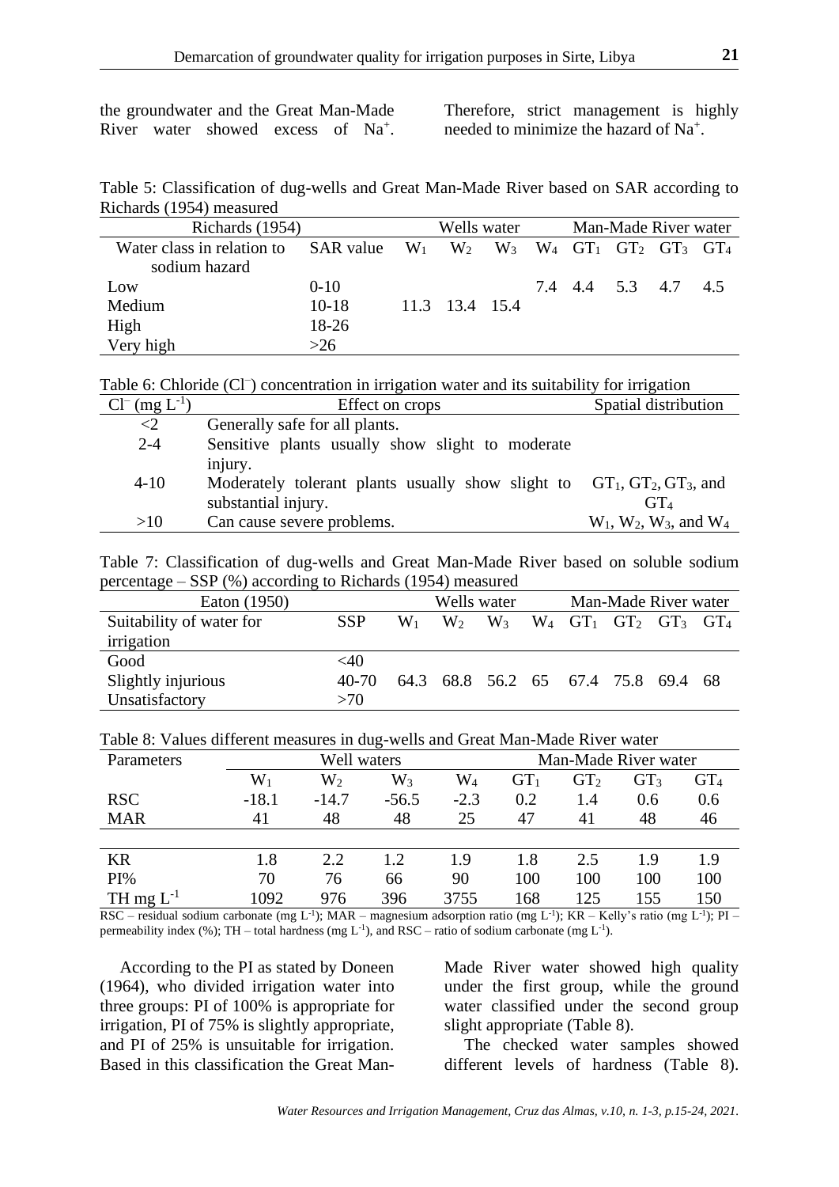the groundwater and the Great Man-Made River water showed excess of $Na^+$. Therefore, strict management is highly needed to minimize the hazard of $Na^+$.

Table 5: Classification of dug-wells and Great Man-Made River based on SAR according to Richards (1954) measured

| Richards (1954) | | Wells water | | | | Man-Made River water | | | |
|---|---|---|---|---|---|---|---|---|---|
| Water class in relation to sodium hazard | SAR value | $W_1$ | $W_2$ | $W_3$ | $W_4$ | $GT_1$ | $GT_2$ | $GT_3$ | $GT_4$ |
| Low | 0-10 | | | | 7.4 | 4.4 | 5.3 | 4.7 | 4.5 |
| Medium | 10-18 | 11.3 | 13.4 | 15.4 | | | | | |
| High | 18-26 | | | | | | | | |
| Very high | >26 | | | | | | | | |

Table 6: Chloride ($Cl^-$) concentration in irrigation water and its suitability for irrigation

| $Cl^-$ (mg $L^{-1}$) | Effect on crops | Spatial distribution |
|---|---|---|
| <2 | Generally safe for all plants. | |
| 2-4 | Sensitive plants usually show slight to moderate injury. | |
| 4-10 | Moderately tolerant plants usually show slight to substantial injury. | $GT_1$, $GT_2$, $GT_3$, and $GT_4$ |
| >10 | Can cause severe problems. | $W_1$, $W_2$, $W_3$, and $W_4$ |

Table 7: Classification of dug-wells and Great Man-Made River based on soluble sodium percentage – SSP (%) according to Richards (1954) measured

| Eaton (1950) | | Wells water | | | | Man-Made River water | | | |
|---|---|---|---|---|---|---|---|---|---|
| Suitability of water for irrigation | SSP | $W_1$ | $W_2$ | $W_3$ | $W_4$ | $GT_1$ | $GT_2$ | $GT_3$ | $GT_4$ |
| Good | <40 | | | | | | | | |
| Slightly injurious | 40-70 | 64.3 | 68.8 | 56.2 | 65 | 67.4 | 75.8 | 69.4 | 68 |
| Unsatisfactory | >70 | | | | | | | | |

Table 8: Values different measures in dug-wells and Great Man-Made River water

| Parameters | Well waters | | | | Man-Made River water | | | |
|---|---|---|---|---|---|---|---|---|
| | $W_1$ | $W_2$ | $W_3$ | $W_4$ | $GT_1$ | $GT_2$ | $GT_3$ | $GT_4$ |
| RSC | -18.1 | -14.7 | -56.5 | -2.3 | 0.2 | 1.4 | 0.6 | 0.6 |
| MAR | 41 | 48 | 48 | 25 | 47 | 41 | 48 | 46 |
| KR | 1.8 | 2.2 | 1.2 | 1.9 | 1.8 | 2.5 | 1.9 | 1.9 |
| PI% | 70 | 76 | 66 | 90 | 100 | 100 | 100 | 100 |
| TH mg $L^{-1}$ | 1092 | 976 | 396 | 3755 | 168 | 125 | 155 | 150 |

RSC – residual sodium carbonate (mg $L^{-1}$); MAR – magnesium adsorption ratio (mg $L^{-1}$); KR – Kelly's ratio (mg $L^{-1}$); PI – permeability index (%); TH – total hardness (mg $L^{-1}$), and RSC – ratio of sodium carbonate (mg $L^{-1}$).

According to the PI as stated by Doneen (1964), who divided irrigation water into three groups: PI of 100% is appropriate for irrigation, PI of 75% is slightly appropriate, and PI of 25% is unsuitable for irrigation. Based in this classification the Great Man-Made River water showed high quality under the first group, while the ground water classified under the second group slight appropriate (Table 8).

The checked water samples showed different levels of hardness (Table 8).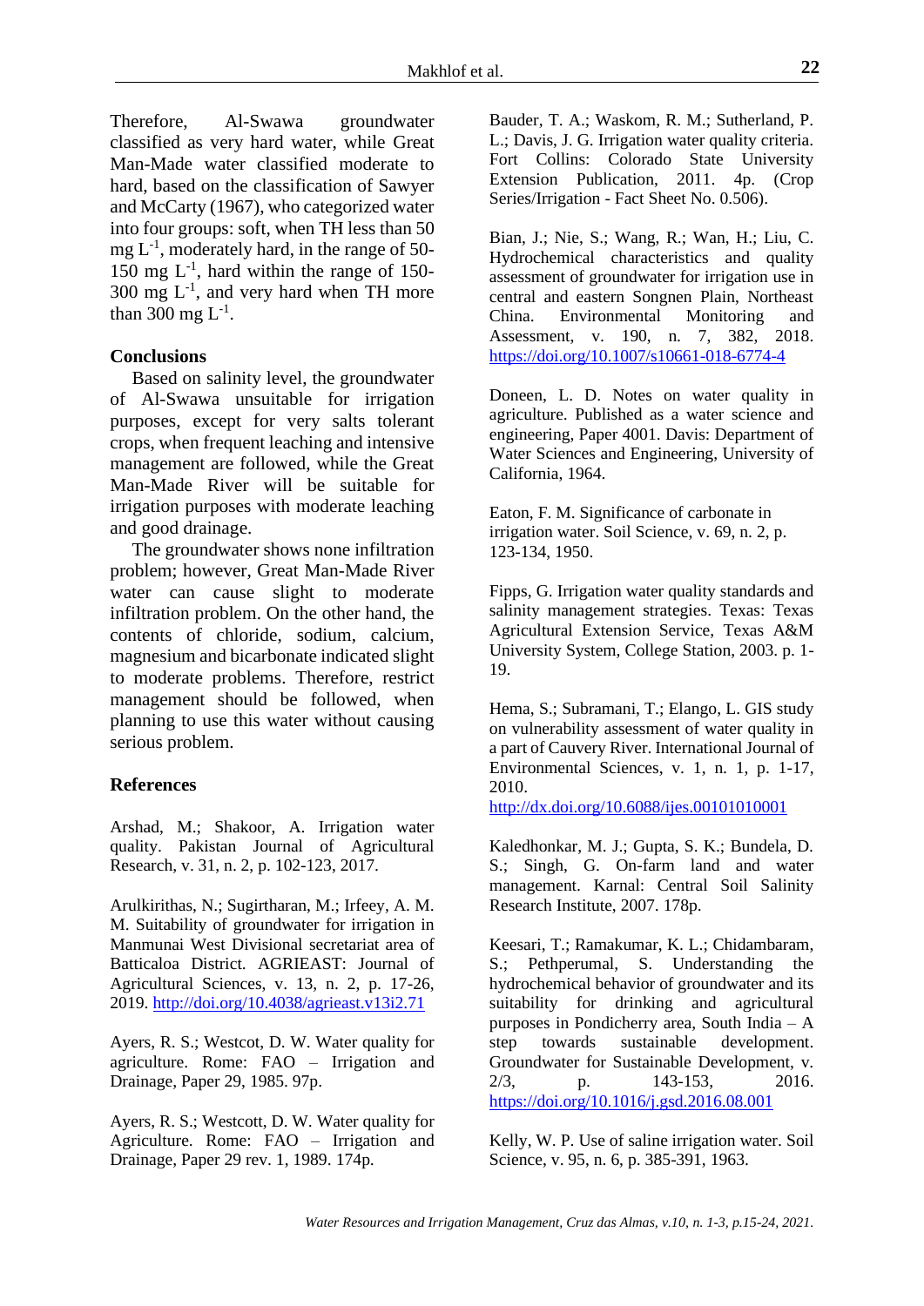Therefore, Al-Swawa groundwater classified as very hard water, while Great Man-Made water classified moderate to hard, based on the classification of Sawyer and McCarty (1967), who categorized water into four groups: soft, when TH less than 50 mg $L^{-1}$, moderately hard, in the range of 50-150 mg $L^{-1}$, hard within the range of 150-300 mg $L^{-1}$, and very hard when TH more than 300 mg $L^{-1}$.

## Conclusions

Based on salinity level, the groundwater of Al-Swawa unsuitable for irrigation purposes, except for very salts tolerant crops, when frequent leaching and intensive management are followed, while the Great Man-Made River will be suitable for irrigation purposes with moderate leaching and good drainage.

The groundwater shows none infiltration problem; however, Great Man-Made River water can cause slight to moderate infiltration problem. On the other hand, the contents of chloride, sodium, calcium, magnesium and bicarbonate indicated slight to moderate problems. Therefore, restrict management should be followed, when planning to use this water without causing serious problem.

## References

Arshad, M.; Shakoor, A. Irrigation water quality. Pakistan Journal of Agricultural Research, v. 31, n. 2, p. 102-123, 2017.

Arulkirithas, N.; Sugirtharan, M.; Irfeey, A. M. M. Suitability of groundwater for irrigation in Manmunai West Divisional secretariat area of Batticaloa District. AGRIEAST: Journal of Agricultural Sciences, v. 13, n. 2, p. 17-26, 2019. http://doi.org/10.4038/agrieast.v13i2.71

Ayers, R. S.; Westcot, D. W. Water quality for agriculture. Rome: FAO – Irrigation and Drainage, Paper 29, 1985. 97p.

Ayers, R. S.; Westcott, D. W. Water quality for Agriculture. Rome: FAO – Irrigation and Drainage, Paper 29 rev. 1, 1989. 174p.

Bauder, T. A.; Waskom, R. M.; Sutherland, P. L.; Davis, J. G. Irrigation water quality criteria. Fort Collins: Colorado State University Extension Publication, 2011. 4p. (Crop Series/Irrigation - Fact Sheet No. 0.506).

Bian, J.; Nie, S.; Wang, R.; Wan, H.; Liu, C. Hydrochemical characteristics and quality assessment of groundwater for irrigation use in central and eastern Songnen Plain, Northeast China. Environmental Monitoring and Assessment, v. 190, n. 7, 382, 2018. https://doi.org/10.1007/s10661-018-6774-4

Doneen, L. D. Notes on water quality in agriculture. Published as a water science and engineering, Paper 4001. Davis: Department of Water Sciences and Engineering, University of California, 1964.

Eaton, F. M. Significance of carbonate in irrigation water. Soil Science, v. 69, n. 2, p. 123-134, 1950.

Fipps, G. Irrigation water quality standards and salinity management strategies. Texas: Texas Agricultural Extension Service, Texas A&M University System, College Station, 2003. p. 1-19.

Hema, S.; Subramani, T.; Elango, L. GIS study on vulnerability assessment of water quality in a part of Cauvery River. International Journal of Environmental Sciences, v. 1, n. 1, p. 1-17, 2010. http://dx.doi.org/10.6088/ijes.00101010001

Kaledhonkar, M. J.; Gupta, S. K.; Bundela, D. S.; Singh, G. On-farm land and water management. Karnal: Central Soil Salinity Research Institute, 2007. 178p.

Keesari, T.; Ramakumar, K. L.; Chidambaram, S.; Pethperumal, S. Understanding the hydrochemical behavior of groundwater and its suitability for drinking and agricultural purposes in Pondicherry area, South India – A step towards sustainable development. Groundwater for Sustainable Development, v. 2/3, p. 143-153, 2016. https://doi.org/10.1016/j.gsd.2016.08.001

Kelly, W. P. Use of saline irrigation water. Soil Science, v. 95, n. 6, p. 385-391, 1963.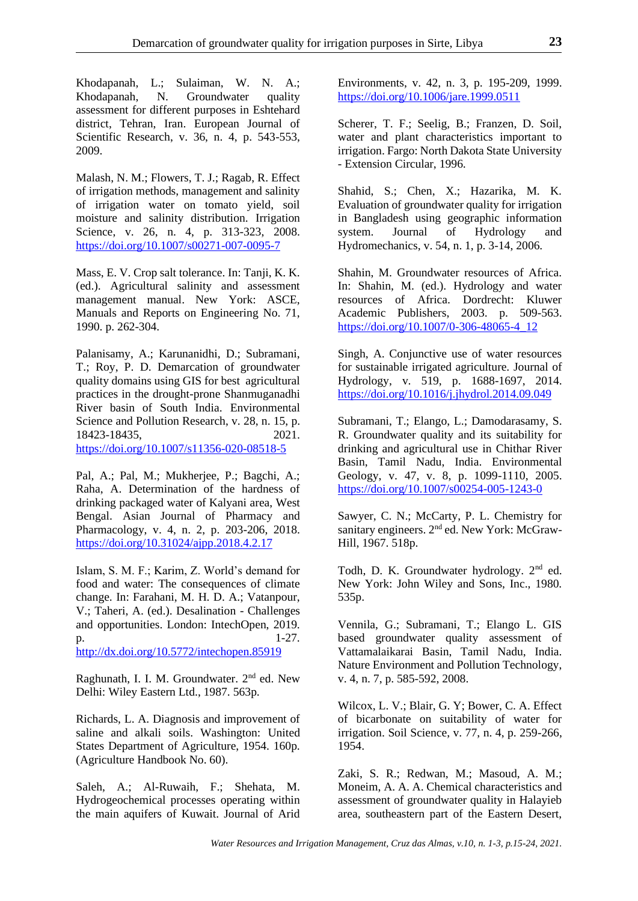Khodapanah, L.; Sulaiman, W. N. A.; Khodapanah, N. Groundwater quality assessment for different purposes in Eshtehard district, Tehran, Iran. European Journal of Scientific Research, v. 36, n. 4, p. 543-553, 2009.

Malash, N. M.; Flowers, T. J.; Ragab, R. Effect of irrigation methods, management and salinity of irrigation water on tomato yield, soil moisture and salinity distribution. Irrigation Science, v. 26, n. 4, p. 313-323, 2008. https://doi.org/10.1007/s00271-007-0095-7

Mass, E. V. Crop salt tolerance. In: Tanji, K. K. (ed.). Agricultural salinity and assessment management manual. New York: ASCE, Manuals and Reports on Engineering No. 71, 1990. p. 262-304.

Palanisamy, A.; Karunanidhi, D.; Subramani, T.; Roy, P. D. Demarcation of groundwater quality domains using GIS for best agricultural practices in the drought-prone Shanmuganadhi River basin of South India. Environmental Science and Pollution Research, v. 28, n. 15, p. 18423-18435, 2021. https://doi.org/10.1007/s11356-020-08518-5

Pal, A.; Pal, M.; Mukherjee, P.; Bagchi, A.; Raha, A. Determination of the hardness of drinking packaged water of Kalyani area, West Bengal. Asian Journal of Pharmacy and Pharmacology, v. 4, n. 2, p. 203-206, 2018. https://doi.org/10.31024/ajpp.2018.4.2.17

Islam, S. M. F.; Karim, Z. World's demand for food and water: The consequences of climate change. In: Farahani, M. H. D. A.; Vatanpour, V.; Taheri, A. (ed.). Desalination - Challenges and opportunities. London: IntechOpen, 2019. p. 1-27. http://dx.doi.org/10.5772/intechopen.85919

Raghunath, I. I. M. Groundwater. 2nd ed. New Delhi: Wiley Eastern Ltd., 1987. 563p.

Richards, L. A. Diagnosis and improvement of saline and alkali soils. Washington: United States Department of Agriculture, 1954. 160p. (Agriculture Handbook No. 60).

Saleh, A.; Al-Ruwaih, F.; Shehata, M. Hydrogeochemical processes operating within the main aquifers of Kuwait. Journal of Arid Environments, v. 42, n. 3, p. 195-209, 1999. https://doi.org/10.1006/jare.1999.0511

Scherer, T. F.; Seelig, B.; Franzen, D. Soil, water and plant characteristics important to irrigation. Fargo: North Dakota State University - Extension Circular, 1996.

Shahid, S.; Chen, X.; Hazarika, M. K. Evaluation of groundwater quality for irrigation in Bangladesh using geographic information system. Journal of Hydrology and Hydromechanics, v. 54, n. 1, p. 3-14, 2006.

Shahin, M. Groundwater resources of Africa. In: Shahin, M. (ed.). Hydrology and water resources of Africa. Dordrecht: Kluwer Academic Publishers, 2003. p. 509-563. https://doi.org/10.1007/0-306-48065-4_12

Singh, A. Conjunctive use of water resources for sustainable irrigated agriculture. Journal of Hydrology, v. 519, p. 1688-1697, 2014. https://doi.org/10.1016/j.jhydrol.2014.09.049

Subramani, T.; Elango, L.; Damodarasamy, S. R. Groundwater quality and its suitability for drinking and agricultural use in Chithar River Basin, Tamil Nadu, India. Environmental Geology, v. 47, v. 8, p. 1099-1110, 2005. https://doi.org/10.1007/s00254-005-1243-0

Sawyer, C. N.; McCarty, P. L. Chemistry for sanitary engineers. 2nd ed. New York: McGraw-Hill, 1967. 518p.

Todh, D. K. Groundwater hydrology. 2nd ed. New York: John Wiley and Sons, Inc., 1980. 535p.

Vennila, G.; Subramani, T.; Elango L. GIS based groundwater quality assessment of Vattamalaikarai Basin, Tamil Nadu, India. Nature Environment and Pollution Technology, v. 4, n. 7, p. 585-592, 2008.

Wilcox, L. V.; Blair, G. Y; Bower, C. A. Effect of bicarbonate on suitability of water for irrigation. Soil Science, v. 77, n. 4, p. 259-266, 1954.

Zaki, S. R.; Redwan, M.; Masoud, A. M.; Moneim, A. A. A. Chemical characteristics and assessment of groundwater quality in Halayieb area, southeastern part of the Eastern Desert,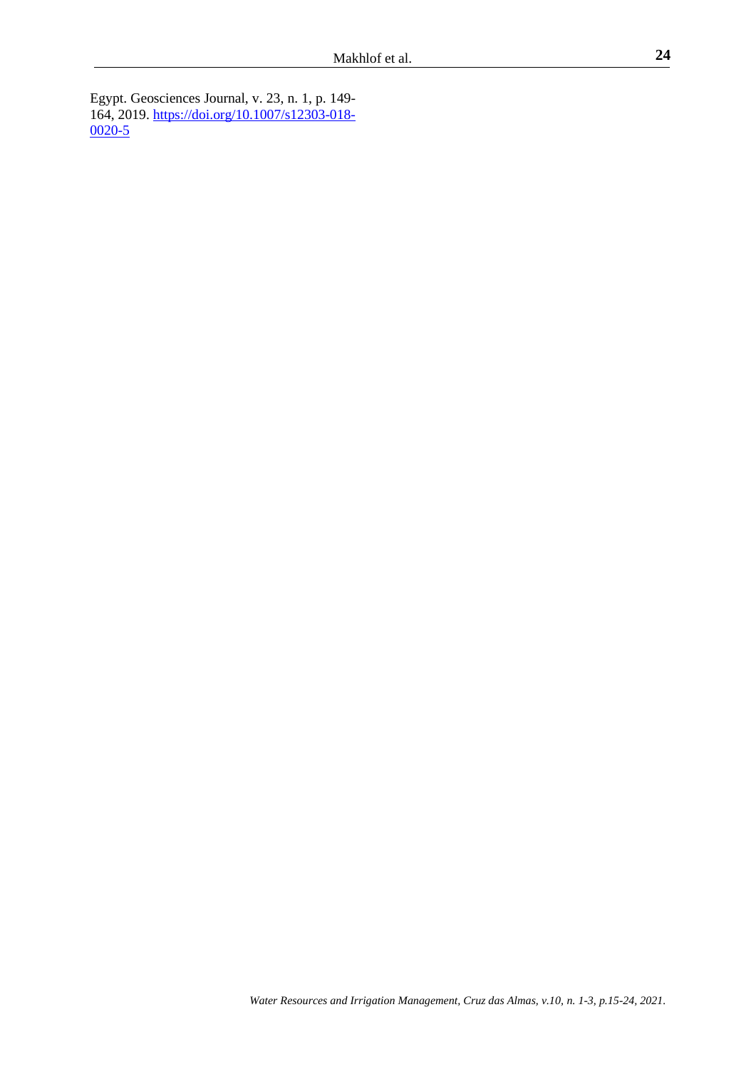Egypt. Geosciences Journal, v. 23, n. 1, p. 149-164, 2019. https://doi.org/10.1007/s12303-018-0020-5